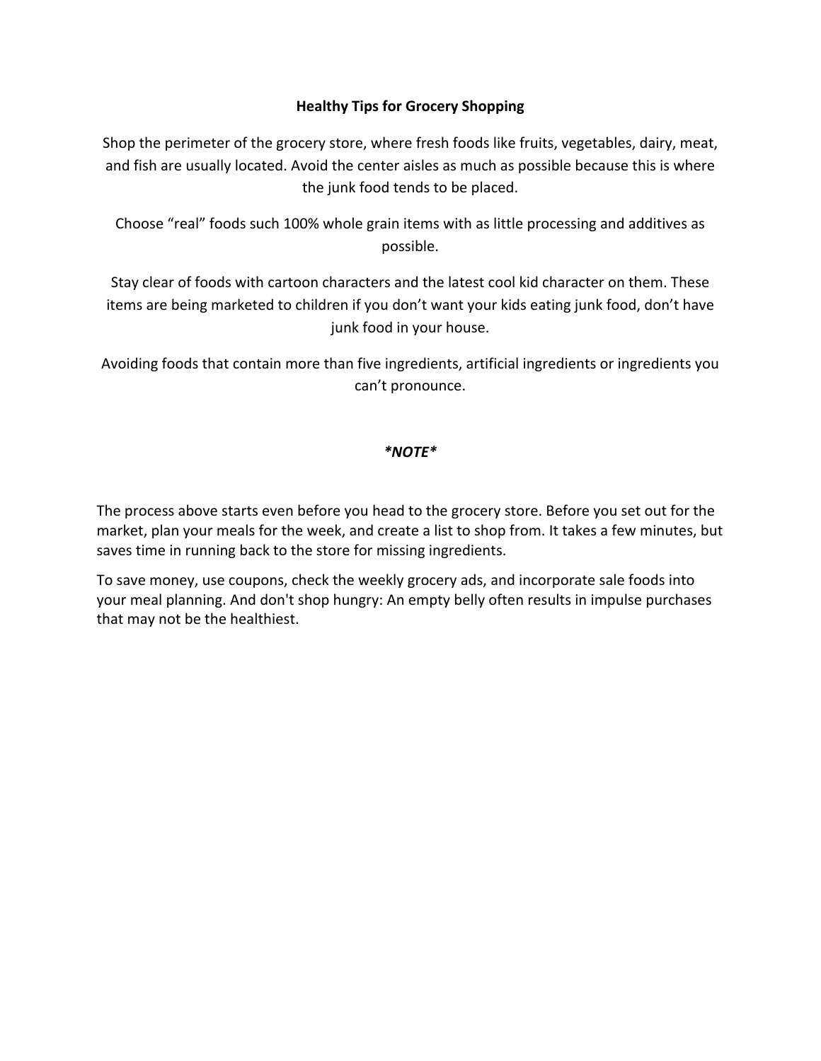**Healthy Tips for Grocery Shopping**

Shop the perimeter of the grocery store, where fresh foods like fruits, vegetables, dairy, meat, and fish are usually located. Avoid the center aisles as much as possible because this is where the junk food tends to be placed.

Choose “real” foods such 100% whole grain items with as little processing and additives as possible.

Stay clear of foods with cartoon characters and the latest cool kid character on them. These items are being marketed to children if you don’t want your kids eating junk food, don’t have junk food in your house.

Avoiding foods that contain more than five ingredients, artificial ingredients or ingredients you can’t pronounce.

***NOTE***

The process above starts even before you head to the grocery store. Before you set out for the market, plan your meals for the week, and create a list to shop from. It takes a few minutes, but saves time in running back to the store for missing ingredients.

To save money, use coupons, check the weekly grocery ads, and incorporate sale foods into your meal planning. And don't shop hungry: An empty belly often results in impulse purchases that may not be the healthiest.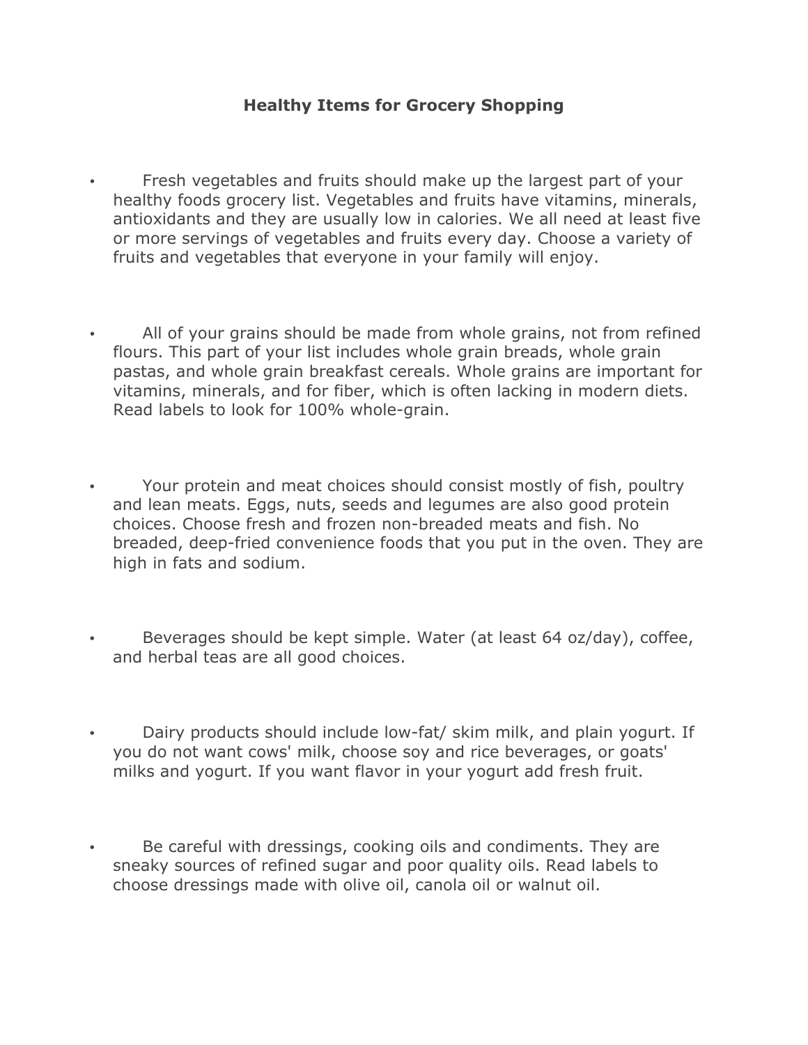# Healthy Items for Grocery Shopping

- Fresh vegetables and fruits should make up the largest part of your healthy foods grocery list. Vegetables and fruits have vitamins, minerals, antioxidants and they are usually low in calories. We all need at least five or more servings of vegetables and fruits every day. Choose a variety of fruits and vegetables that everyone in your family will enjoy.

- All of your grains should be made from whole grains, not from refined flours. This part of your list includes whole grain breads, whole grain pastas, and whole grain breakfast cereals. Whole grains are important for vitamins, minerals, and for fiber, which is often lacking in modern diets. Read labels to look for 100% whole-grain.

- Your protein and meat choices should consist mostly of fish, poultry and lean meats. Eggs, nuts, seeds and legumes are also good protein choices. Choose fresh and frozen non-breaded meats and fish. No breaded, deep-fried convenience foods that you put in the oven. They are high in fats and sodium.

- Beverages should be kept simple. Water (at least 64 oz/day), coffee, and herbal teas are all good choices.

- Dairy products should include low-fat/ skim milk, and plain yogurt. If you do not want cows' milk, choose soy and rice beverages, or goats' milks and yogurt. If you want flavor in your yogurt add fresh fruit.

- Be careful with dressings, cooking oils and condiments. They are sneaky sources of refined sugar and poor quality oils. Read labels to choose dressings made with olive oil, canola oil or walnut oil.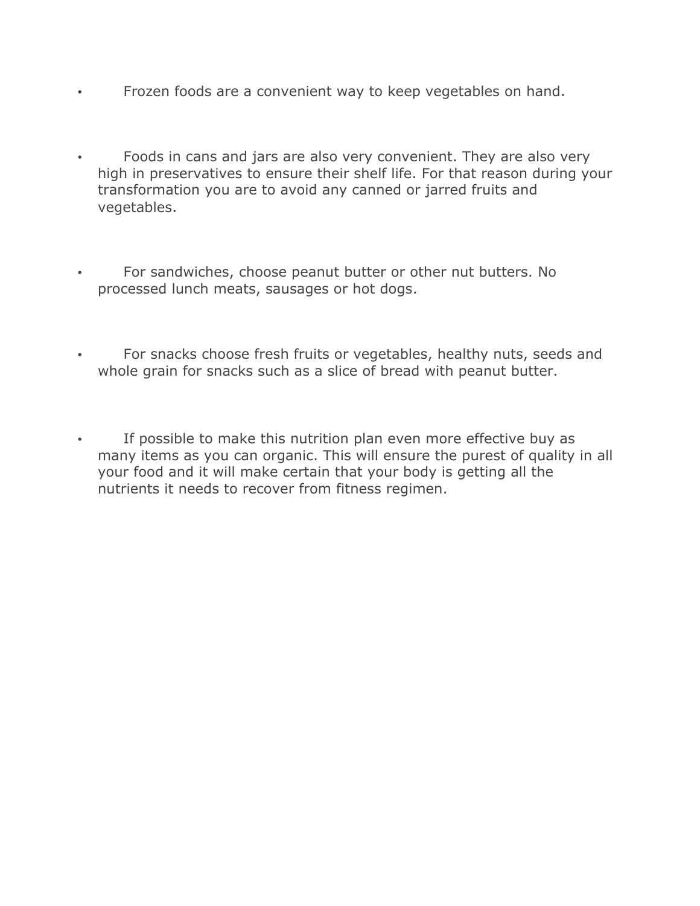- Frozen foods are a convenient way to keep vegetables on hand.

- Foods in cans and jars are also very convenient. They are also very high in preservatives to ensure their shelf life. For that reason during your transformation you are to avoid any canned or jarred fruits and vegetables.

- For sandwiches, choose peanut butter or other nut butters. No processed lunch meats, sausages or hot dogs.

- For snacks choose fresh fruits or vegetables, healthy nuts, seeds and whole grain for snacks such as a slice of bread with peanut butter.

- If possible to make this nutrition plan even more effective buy as many items as you can organic. This will ensure the purest of quality in all your food and it will make certain that your body is getting all the nutrients it needs to recover from fitness regimen.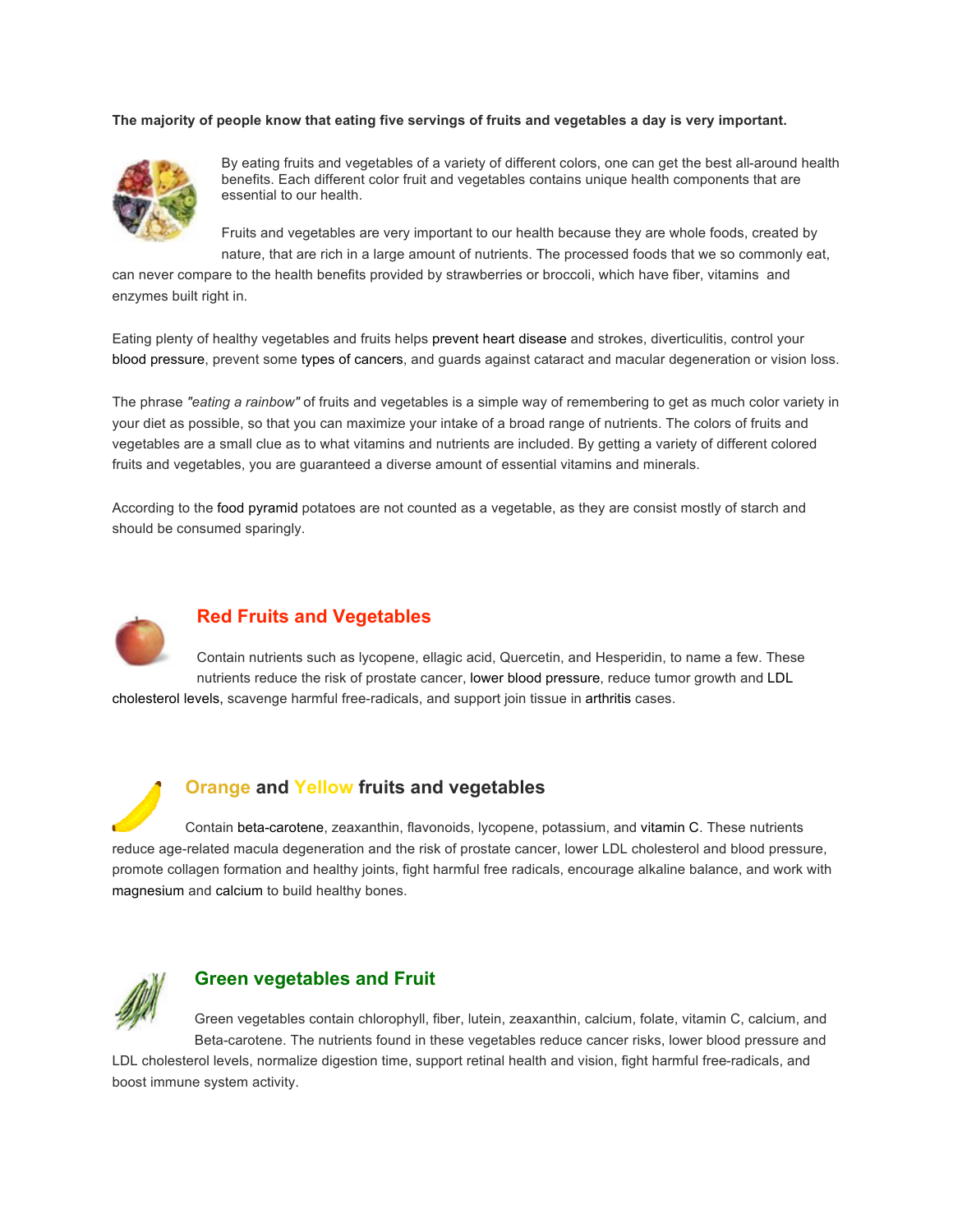**The majority of people know that eating five servings of fruits and vegetables a day is very important.**

By eating fruits and vegetables of a variety of different colors, one can get the best all-around health benefits. Each different color fruit and vegetables contains unique health components that are essential to our health.

Fruits and vegetables are very important to our health because they are whole foods, created by nature, that are rich in a large amount of nutrients. The processed foods that we so commonly eat, can never compare to the health benefits provided by strawberries or broccoli, which have fiber, vitamins and enzymes built right in.

Eating plenty of healthy vegetables and fruits helps prevent heart disease and strokes, diverticulitis, control your blood pressure, prevent some types of cancers, and guards against cataract and macular degeneration or vision loss.

The phrase *"eating a rainbow"* of fruits and vegetables is a simple way of remembering to get as much color variety in your diet as possible, so that you can maximize your intake of a broad range of nutrients. The colors of fruits and vegetables are a small clue as to what vitamins and nutrients are included. By getting a variety of different colored fruits and vegetables, you are guaranteed a diverse amount of essential vitamins and minerals.

According to the food pyramid potatoes are not counted as a vegetable, as they are consist mostly of starch and should be consumed sparingly.

## Red Fruits and Vegetables

Contain nutrients such as lycopene, ellagic acid, Quercetin, and Hesperidin, to name a few. These nutrients reduce the risk of prostate cancer, lower blood pressure, reduce tumor growth and LDL cholesterol levels, scavenge harmful free-radicals, and support join tissue in arthritis cases.

## Orange and Yellow fruits and vegetables

Contain beta-carotene, zeaxanthin, flavonoids, lycopene, potassium, and vitamin C. These nutrients reduce age-related macula degeneration and the risk of prostate cancer, lower LDL cholesterol and blood pressure, promote collagen formation and healthy joints, fight harmful free radicals, encourage alkaline balance, and work with magnesium and calcium to build healthy bones.

## Green vegetables and Fruit

Green vegetables contain chlorophyll, fiber, lutein, zeaxanthin, calcium, folate, vitamin C, calcium, and Beta-carotene. The nutrients found in these vegetables reduce cancer risks, lower blood pressure and LDL cholesterol levels, normalize digestion time, support retinal health and vision, fight harmful free-radicals, and boost immune system activity.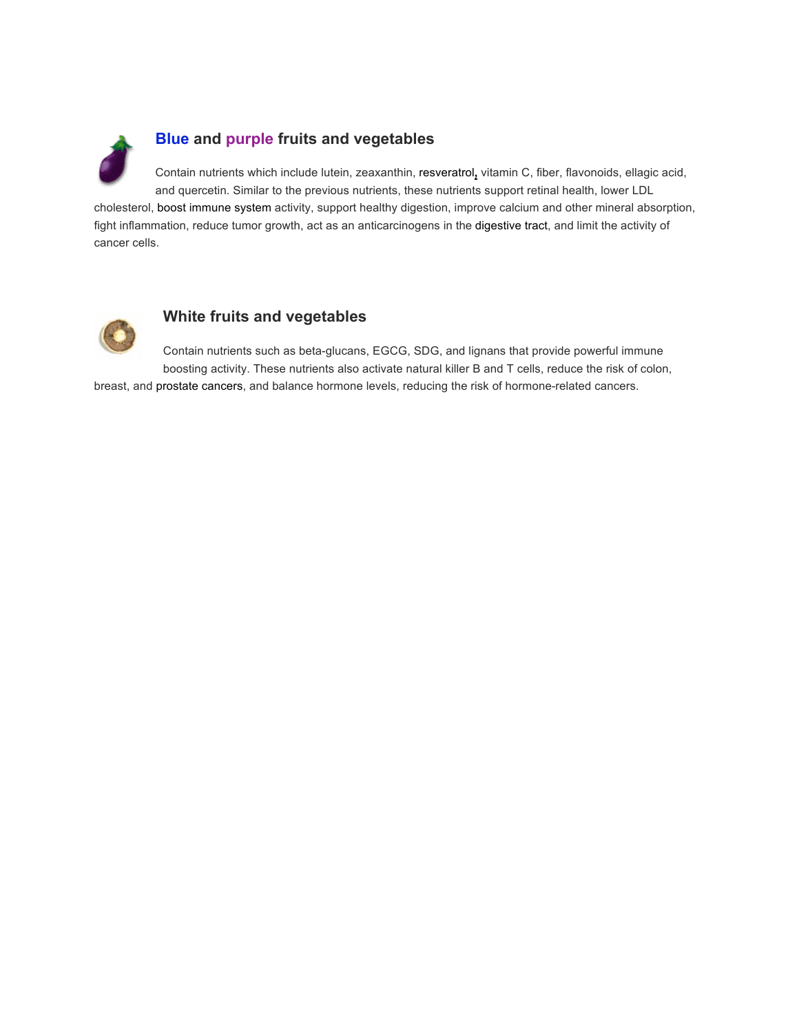## Blue and purple fruits and vegetables

Contain nutrients which include lutein, zeaxanthin, resveratrol, vitamin C, fiber, flavonoids, ellagic acid, and quercetin. Similar to the previous nutrients, these nutrients support retinal health, lower LDL cholesterol, boost immune system activity, support healthy digestion, improve calcium and other mineral absorption, fight inflammation, reduce tumor growth, act as an anticarcinogens in the digestive tract, and limit the activity of cancer cells.

## White fruits and vegetables

Contain nutrients such as beta-glucans, EGCG, SDG, and lignans that provide powerful immune boosting activity. These nutrients also activate natural killer B and T cells, reduce the risk of colon, breast, and prostate cancers, and balance hormone levels, reducing the risk of hormone-related cancers.